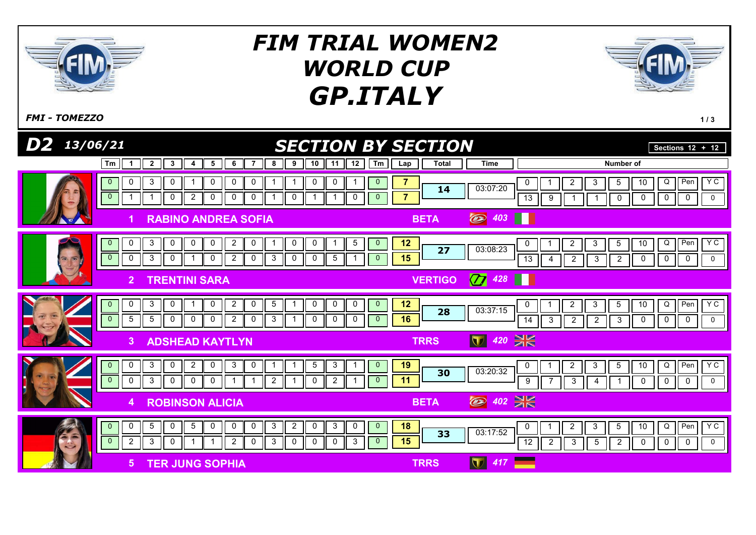# FIM TRIAL WOMEN2 WORLD CUP GP.ITALY

*FMI - TOMEZZO*

## D2 13/06/21 — SECTION BY SECTION

Sections 12 + 12

| Pos | Rider | Brand | No. | Lap | Tm | 1 | 2 | 3 | 4 | 5 | 6 | 7 | 8 | 9 | 10 | 11 | 12 | Tm | Lap Total | Total | Time | 0 | 1 | 2 | 3 | 5 | 10 | Q | Pen | Y C |
|---|---|---|---|---|---|---|---|---|---|---|---|---|---|---|---|---|---|---|---|---|---|---|---|---|---|---|---|---|---|---|
| 1 | RABINO ANDREA SOFIA | BETA | 403 | 1 | 0 | 0 | 3 | 0 | 1 | 0 | 0 | 0 | 1 | 1 | 0 | 0 | 1 | 0 | 7 | 14 | 03:07:20 | 13 | 9 | 1 | 1 | 0 | 0 | 0 | 0 | 0 |
| | | | | 2 | 0 | 1 | 1 | 0 | 2 | 0 | 0 | 0 | 1 | 0 | 1 | 1 | 0 | 0 | 7 | | | | | | | | | | | |
| 2 | TRENTINI SARA | VERTIGO | 428 | 1 | 0 | 0 | 3 | 0 | 0 | 0 | 2 | 0 | 1 | 0 | 0 | 1 | 5 | 0 | 12 | 27 | 03:08:23 | 13 | 4 | 2 | 3 | 2 | 0 | 0 | 0 | 0 |
| | | | | 2 | 0 | 0 | 3 | 0 | 1 | 0 | 2 | 0 | 3 | 0 | 0 | 5 | 1 | 0 | 15 | | | | | | | | | | | |
| 3 | ADSHEAD KAYTLYN | TRRS | 420 | 1 | 0 | 0 | 3 | 0 | 1 | 0 | 2 | 0 | 5 | 1 | 0 | 0 | 0 | 0 | 12 | 28 | 03:37:15 | 14 | 3 | 2 | 2 | 3 | 0 | 0 | 0 | 0 |
| | | | | 2 | 0 | 5 | 5 | 0 | 0 | 0 | 2 | 0 | 3 | 1 | 0 | 0 | 0 | 0 | 16 | | | | | | | | | | | |
| 4 | ROBINSON ALICIA | BETA | 402 | 1 | 0 | 0 | 3 | 0 | 2 | 0 | 3 | 0 | 1 | 1 | 5 | 3 | 1 | 0 | 19 | 30 | 03:20:32 | 9 | 7 | 3 | 4 | 1 | 0 | 0 | 0 | 0 |
| | | | | 2 | 0 | 0 | 3 | 0 | 0 | 0 | 1 | 1 | 2 | 1 | 0 | 2 | 1 | 0 | 11 | | | | | | | | | | | |
| 5 | TER JUNG SOPHIA | TRRS | 417 | 1 | 0 | 0 | 5 | 0 | 5 | 0 | 0 | 0 | 3 | 2 | 0 | 3 | 0 | 0 | 18 | 33 | 03:17:52 | 12 | 2 | 3 | 5 | 2 | 0 | 0 | 0 | 0 |
| | | | | 2 | 0 | 2 | 3 | 0 | 1 | 1 | 2 | 0 | 3 | 0 | 0 | 0 | 3 | 0 | 15 | | | | | | | | | | | |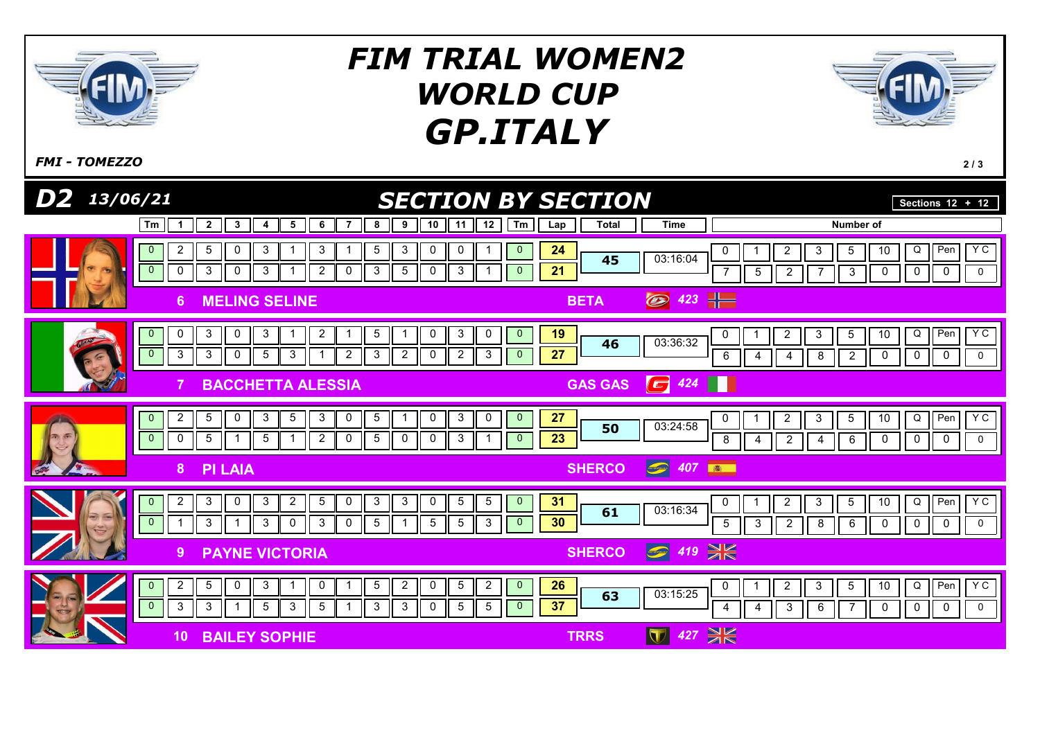# FIM TRIAL WOMEN2 WORLD CUP GP.ITALY

*FMI - TOMEZZO*

## D2 13/06/21 — SECTION BY SECTION

Sections 12 + 12

| Rider | Tm | 1 | 2 | 3 | 4 | 5 | 6 | 7 | 8 | 9 | 10 | 11 | 12 | Tm | Lap | Total | Time | 0 | 1 | 2 | 3 | 5 | 10 | Q | Pen | Y C |
|---|---|---|---|---|---|---|---|---|---|---|---|---|---|---|---|---|---|---|---|---|---|---|---|---|---|---|
| 6 MELING SELINE — BETA 423 | 0 | 2 | 5 | 0 | 3 | 1 | 3 | 1 | 5 | 3 | 0 | 0 | 1 | 0 | 24 | 45 | 03:16:04 | 7 | 5 | 2 | 7 | 3 | 0 | 0 | 0 | 0 |
| | 0 | 0 | 3 | 0 | 3 | 1 | 2 | 0 | 3 | 5 | 0 | 3 | 1 | 0 | 21 | | | | | | | | | | | |
| 7 BACCHETTA ALESSIA — GAS GAS 424 | 0 | 0 | 3 | 0 | 3 | 1 | 2 | 1 | 5 | 1 | 0 | 3 | 0 | 0 | 19 | 46 | 03:36:32 | 6 | 4 | 4 | 8 | 2 | 0 | 0 | 0 | 0 |
| | 0 | 3 | 3 | 0 | 5 | 3 | 1 | 2 | 3 | 2 | 0 | 2 | 3 | 0 | 27 | | | | | | | | | | | |
| 8 PI LAIA — SHERCO 407 | 0 | 2 | 5 | 0 | 3 | 5 | 3 | 0 | 5 | 1 | 0 | 3 | 0 | 0 | 27 | 50 | 03:24:58 | 8 | 4 | 2 | 4 | 6 | 0 | 0 | 0 | 0 |
| | 0 | 0 | 5 | 1 | 5 | 1 | 2 | 0 | 5 | 0 | 0 | 3 | 1 | 0 | 23 | | | | | | | | | | | |
| 9 PAYNE VICTORIA — SHERCO 419 | 0 | 2 | 3 | 0 | 3 | 2 | 5 | 0 | 3 | 3 | 0 | 5 | 5 | 0 | 31 | 61 | 03:16:34 | 5 | 3 | 2 | 8 | 6 | 0 | 0 | 0 | 0 |
| | 0 | 1 | 3 | 1 | 3 | 0 | 3 | 0 | 5 | 1 | 5 | 5 | 3 | 0 | 30 | | | | | | | | | | | |
| 10 BAILEY SOPHIE — TRRS 427 | 0 | 2 | 5 | 0 | 3 | 1 | 0 | 1 | 5 | 2 | 0 | 5 | 2 | 0 | 26 | 63 | 03:15:25 | 4 | 4 | 3 | 6 | 7 | 0 | 0 | 0 | 0 |
| | 0 | 3 | 3 | 1 | 5 | 3 | 5 | 1 | 3 | 3 | 0 | 5 | 5 | 0 | 37 | | | | | | | | | | | |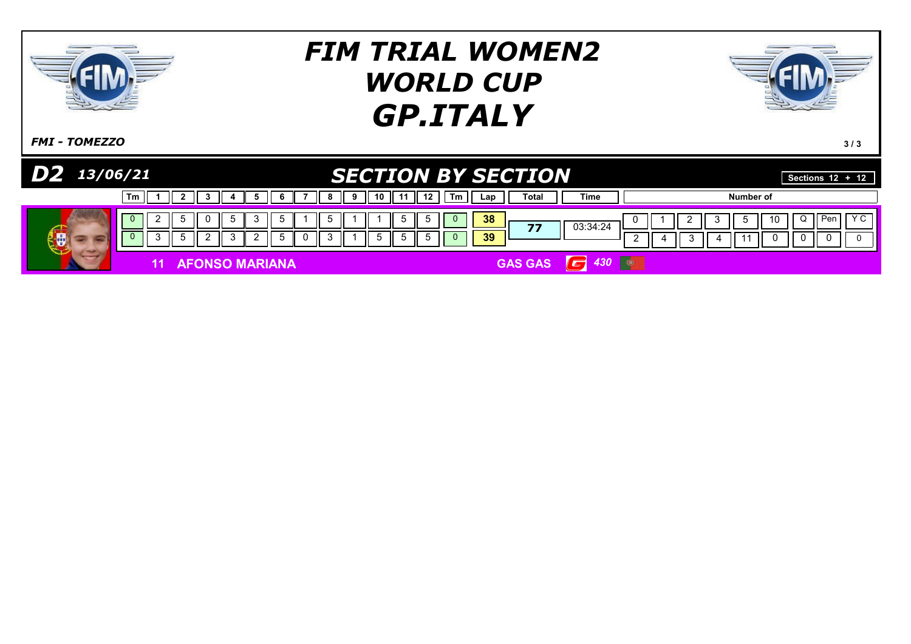# FIM TRIAL WOMEN2 WORLD CUP GP.ITALY

*FMI - TOMEZZO*

## D2 13/06/21 — SECTION BY SECTION

Sections 12 + 12

| Tm | 1 | 2 | 3 | 4 | 5 | 6 | 7 | 8 | 9 | 10 | 11 | 12 | Tm | Lap | Total | Time |
|---|---|---|---|---|---|---|---|---|---|---|---|---|---|---|---|---|
| 0 | 2 | 5 | 0 | 5 | 3 | 5 | 1 | 5 | 1 | 1 | 5 | 5 | 0 | 38 | 77 | 03:34:24 |
| 0 | 3 | 5 | 2 | 3 | 2 | 5 | 0 | 3 | 1 | 5 | 5 | 5 | 0 | 39 | | |

**Number of**

| 0 | 1 | 2 | 3 | 5 | 10 | Q | Pen | Y C |
|---|---|---|---|---|---|---|---|---|
| 2 | 4 | 3 | 4 | 11 | 0 | 0 | 0 | 0 |

**11 AFONSO MARIANA** — GAS GAS 430